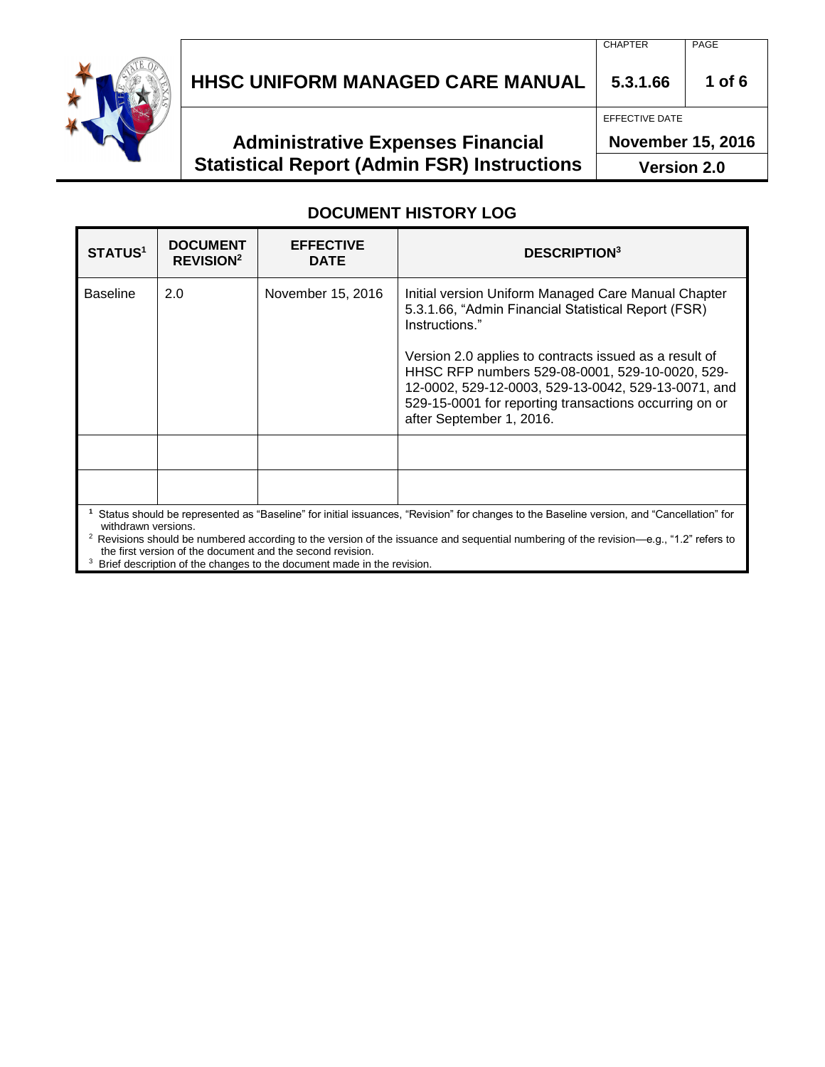# HHSC UNIFORM MANAGED CARE MANUAL

| CHAPTER | PAGE |
|---|---|
| 5.3.1.66 | 1 of 6 |

## Administrative Expenses Financial Statistical Report (Admin FSR) Instructions

EFFECTIVE DATE: **November 15, 2016**

**Version 2.0**

## DOCUMENT HISTORY LOG

| STATUS[1] | DOCUMENT REVISION[2] | EFFECTIVE DATE | DESCRIPTION[3] |
|---|---|---|---|
| Baseline | 2.0 | November 15, 2016 | Initial version Uniform Managed Care Manual Chapter 5.3.1.66, "Admin Financial Statistical Report (FSR) Instructions."<br><br>Version 2.0 applies to contracts issued as a result of HHSC RFP numbers 529-08-0001, 529-10-0020, 529-12-0002, 529-12-0003, 529-13-0042, 529-13-0071, and 529-15-0001 for reporting transactions occurring on or after September 1, 2016. |
| | | | |
| | | | |

[1] Status should be represented as "Baseline" for initial issuances, "Revision" for changes to the Baseline version, and "Cancellation" for withdrawn versions.

[2] Revisions should be numbered according to the version of the issuance and sequential numbering of the revision—e.g., "1.2" refers to the first version of the document and the second revision.

[3] Brief description of the changes to the document made in the revision.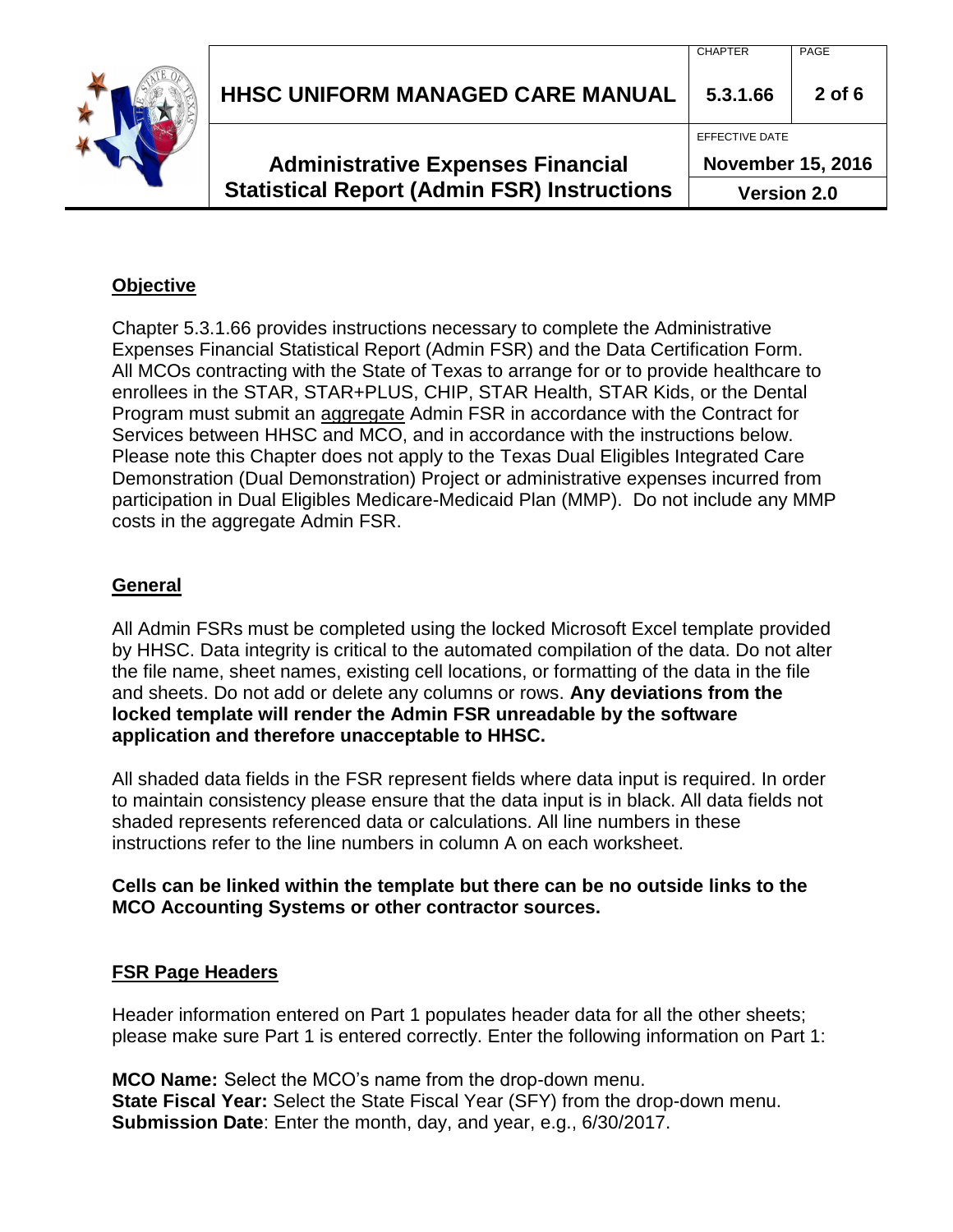## Objective

Chapter 5.3.1.66 provides instructions necessary to complete the Administrative Expenses Financial Statistical Report (Admin FSR) and the Data Certification Form. All MCOs contracting with the State of Texas to arrange for or to provide healthcare to enrollees in the STAR, STAR+PLUS, CHIP, STAR Health, STAR Kids, or the Dental Program must submit an aggregate Admin FSR in accordance with the Contract for Services between HHSC and MCO, and in accordance with the instructions below. Please note this Chapter does not apply to the Texas Dual Eligibles Integrated Care Demonstration (Dual Demonstration) Project or administrative expenses incurred from participation in Dual Eligibles Medicare-Medicaid Plan (MMP). Do not include any MMP costs in the aggregate Admin FSR.

## General

All Admin FSRs must be completed using the locked Microsoft Excel template provided by HHSC. Data integrity is critical to the automated compilation of the data. Do not alter the file name, sheet names, existing cell locations, or formatting of the data in the file and sheets. Do not add or delete any columns or rows. **Any deviations from the locked template will render the Admin FSR unreadable by the software application and therefore unacceptable to HHSC.**

All shaded data fields in the FSR represent fields where data input is required. In order to maintain consistency please ensure that the data input is in black. All data fields not shaded represents referenced data or calculations. All line numbers in these instructions refer to the line numbers in column A on each worksheet.

**Cells can be linked within the template but there can be no outside links to the MCO Accounting Systems or other contractor sources.**

## FSR Page Headers

Header information entered on Part 1 populates header data for all the other sheets; please make sure Part 1 is entered correctly. Enter the following information on Part 1:

**MCO Name:** Select the MCO's name from the drop-down menu.
**State Fiscal Year:** Select the State Fiscal Year (SFY) from the drop-down menu.
**Submission Date**: Enter the month, day, and year, e.g., 6/30/2017.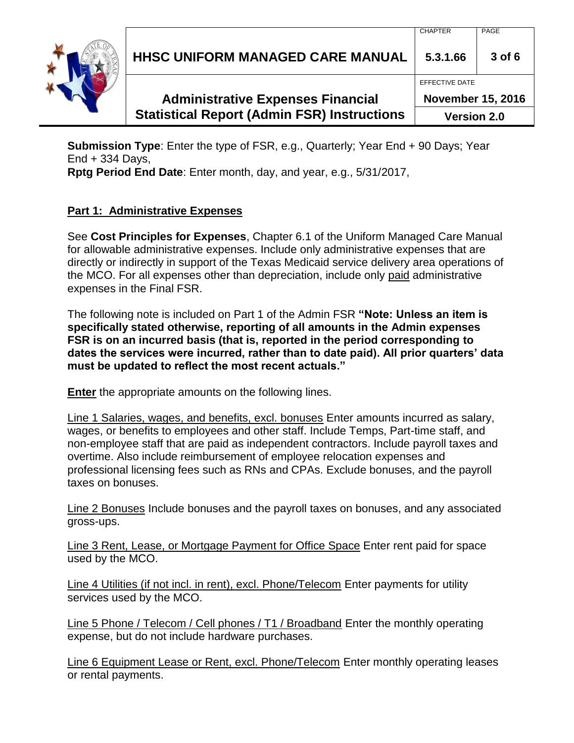**Submission Type**: Enter the type of FSR, e.g., Quarterly; Year End + 90 Days; Year End + 334 Days,
**Rptg Period End Date**: Enter month, day, and year, e.g., 5/31/2017,

## Part 1: Administrative Expenses

See **Cost Principles for Expenses**, Chapter 6.1 of the Uniform Managed Care Manual for allowable administrative expenses. Include only administrative expenses that are directly or indirectly in support of the Texas Medicaid service delivery area operations of the MCO. For all expenses other than depreciation, include only paid administrative expenses in the Final FSR.

The following note is included on Part 1 of the Admin FSR **"Note: Unless an item is specifically stated otherwise, reporting of all amounts in the Admin expenses FSR is on an incurred basis (that is, reported in the period corresponding to dates the services were incurred, rather than to date paid). All prior quarters' data must be updated to reflect the most recent actuals."**

**Enter** the appropriate amounts on the following lines.

Line 1 Salaries, wages, and benefits, excl. bonuses Enter amounts incurred as salary, wages, or benefits to employees and other staff. Include Temps, Part-time staff, and non-employee staff that are paid as independent contractors. Include payroll taxes and overtime. Also include reimbursement of employee relocation expenses and professional licensing fees such as RNs and CPAs. Exclude bonuses, and the payroll taxes on bonuses.

Line 2 Bonuses Include bonuses and the payroll taxes on bonuses, and any associated gross-ups.

Line 3 Rent, Lease, or Mortgage Payment for Office Space Enter rent paid for space used by the MCO.

Line 4 Utilities (if not incl. in rent), excl. Phone/Telecom Enter payments for utility services used by the MCO.

Line 5 Phone / Telecom / Cell phones / T1 / Broadband Enter the monthly operating expense, but do not include hardware purchases.

Line 6 Equipment Lease or Rent, excl. Phone/Telecom Enter monthly operating leases or rental payments.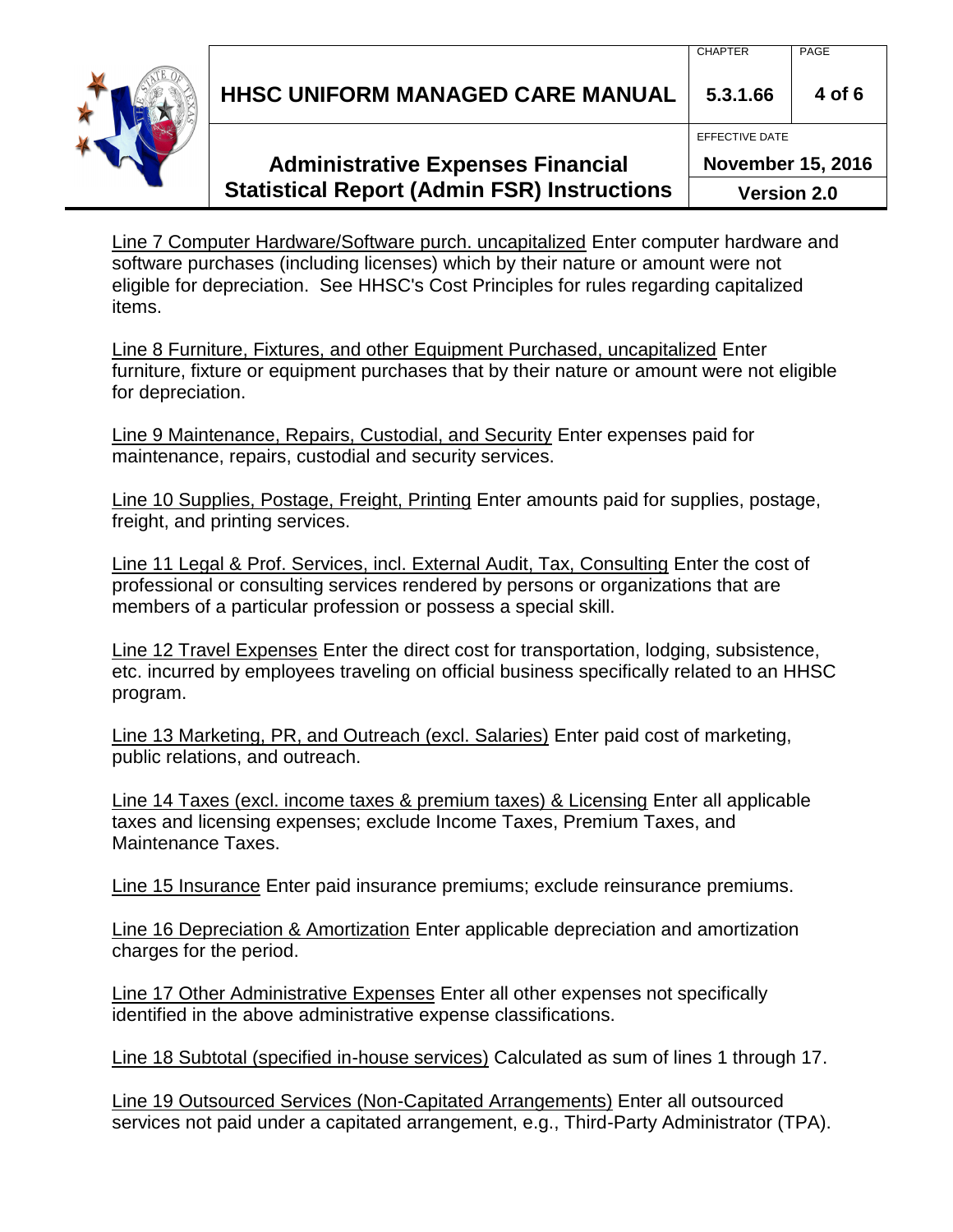Line 7 Computer Hardware/Software purch. uncapitalized Enter computer hardware and software purchases (including licenses) which by their nature or amount were not eligible for depreciation. See HHSC's Cost Principles for rules regarding capitalized items.

Line 8 Furniture, Fixtures, and other Equipment Purchased, uncapitalized Enter furniture, fixture or equipment purchases that by their nature or amount were not eligible for depreciation.

Line 9 Maintenance, Repairs, Custodial, and Security Enter expenses paid for maintenance, repairs, custodial and security services.

Line 10 Supplies, Postage, Freight, Printing Enter amounts paid for supplies, postage, freight, and printing services.

Line 11 Legal & Prof. Services, incl. External Audit, Tax, Consulting Enter the cost of professional or consulting services rendered by persons or organizations that are members of a particular profession or possess a special skill.

Line 12 Travel Expenses Enter the direct cost for transportation, lodging, subsistence, etc. incurred by employees traveling on official business specifically related to an HHSC program.

Line 13 Marketing, PR, and Outreach (excl. Salaries) Enter paid cost of marketing, public relations, and outreach.

Line 14 Taxes (excl. income taxes & premium taxes) & Licensing Enter all applicable taxes and licensing expenses; exclude Income Taxes, Premium Taxes, and Maintenance Taxes.

Line 15 Insurance Enter paid insurance premiums; exclude reinsurance premiums.

Line 16 Depreciation & Amortization Enter applicable depreciation and amortization charges for the period.

Line 17 Other Administrative Expenses Enter all other expenses not specifically identified in the above administrative expense classifications.

Line 18 Subtotal (specified in-house services) Calculated as sum of lines 1 through 17.

Line 19 Outsourced Services (Non-Capitated Arrangements) Enter all outsourced services not paid under a capitated arrangement, e.g., Third-Party Administrator (TPA).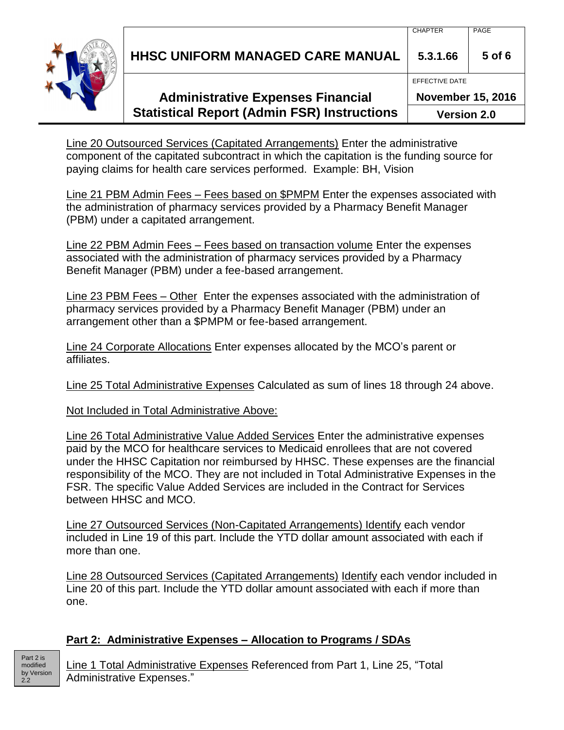<u>Line 20 Outsourced Services (Capitated Arrangements)</u> Enter the administrative component of the capitated subcontract in which the capitation is the funding source for paying claims for health care services performed. Example: BH, Vision

<u>Line 21 PBM Admin Fees – Fees based on $PMPM</u> Enter the expenses associated with the administration of pharmacy services provided by a Pharmacy Benefit Manager (PBM) under a capitated arrangement.

<u>Line 22 PBM Admin Fees – Fees based on transaction volume</u> Enter the expenses associated with the administration of pharmacy services provided by a Pharmacy Benefit Manager (PBM) under a fee-based arrangement.

<u>Line 23 PBM Fees – Other</u> Enter the expenses associated with the administration of pharmacy services provided by a Pharmacy Benefit Manager (PBM) under an arrangement other than a $PMPM or fee-based arrangement.

<u>Line 24 Corporate Allocations</u> Enter expenses allocated by the MCO's parent or affiliates.

<u>Line 25 Total Administrative Expenses</u> Calculated as sum of lines 18 through 24 above.

<u>Not Included in Total Administrative Above:</u>

<u>Line 26 Total Administrative Value Added Services</u> Enter the administrative expenses paid by the MCO for healthcare services to Medicaid enrollees that are not covered under the HHSC Capitation nor reimbursed by HHSC. These expenses are the financial responsibility of the MCO. They are not included in Total Administrative Expenses in the FSR. The specific Value Added Services are included in the Contract for Services between HHSC and MCO.

<u>Line 27 Outsourced Services (Non-Capitated Arrangements) Identify</u> each vendor included in Line 19 of this part. Include the YTD dollar amount associated with each if more than one.

<u>Line 28 Outsourced Services (Capitated Arrangements)</u> <u>Identify</u> each vendor included in Line 20 of this part. Include the YTD dollar amount associated with each if more than one.

## Part 2: Administrative Expenses – Allocation to Programs / SDAs

Part 2 is modified by Version 2.2

<u>Line 1 Total Administrative Expenses</u> Referenced from Part 1, Line 25, "Total Administrative Expenses."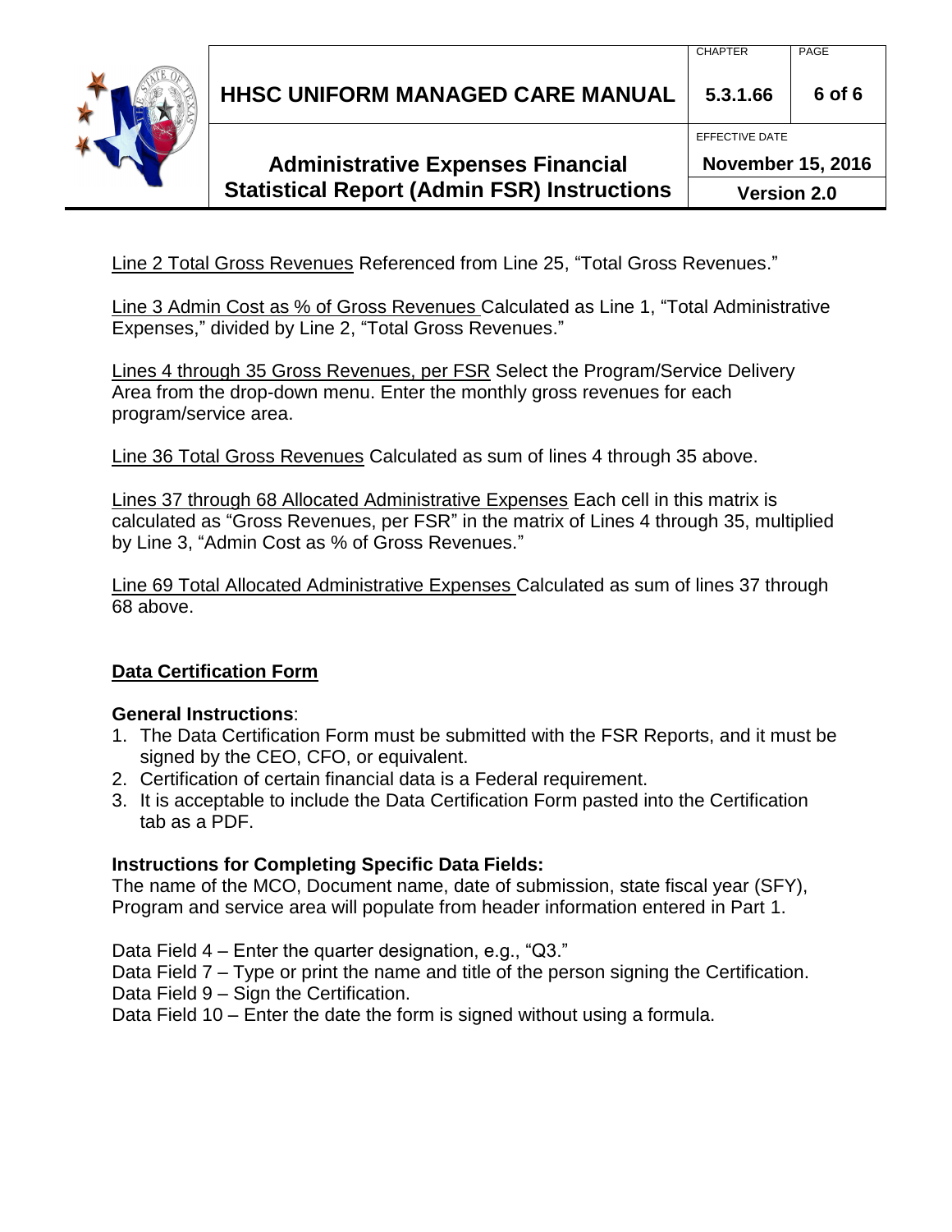Line 2 Total Gross Revenues Referenced from Line 25, “Total Gross Revenues.”

Line 3 Admin Cost as % of Gross Revenues Calculated as Line 1, “Total Administrative Expenses,” divided by Line 2, “Total Gross Revenues.”

Lines 4 through 35 Gross Revenues, per FSR Select the Program/Service Delivery Area from the drop-down menu. Enter the monthly gross revenues for each program/service area.

Line 36 Total Gross Revenues Calculated as sum of lines 4 through 35 above.

Lines 37 through 68 Allocated Administrative Expenses Each cell in this matrix is calculated as “Gross Revenues, per FSR” in the matrix of Lines 4 through 35, multiplied by Line 3, “Admin Cost as % of Gross Revenues.”

Line 69 Total Allocated Administrative Expenses Calculated as sum of lines 37 through 68 above.

## Data Certification Form

**General Instructions**:

1. The Data Certification Form must be submitted with the FSR Reports, and it must be signed by the CEO, CFO, or equivalent.
2. Certification of certain financial data is a Federal requirement.
3. It is acceptable to include the Data Certification Form pasted into the Certification tab as a PDF.

**Instructions for Completing Specific Data Fields:**

The name of the MCO, Document name, date of submission, state fiscal year (SFY), Program and service area will populate from header information entered in Part 1.

Data Field 4 – Enter the quarter designation, e.g., “Q3.”
Data Field 7 – Type or print the name and title of the person signing the Certification.
Data Field 9 – Sign the Certification.
Data Field 10 – Enter the date the form is signed without using a formula.